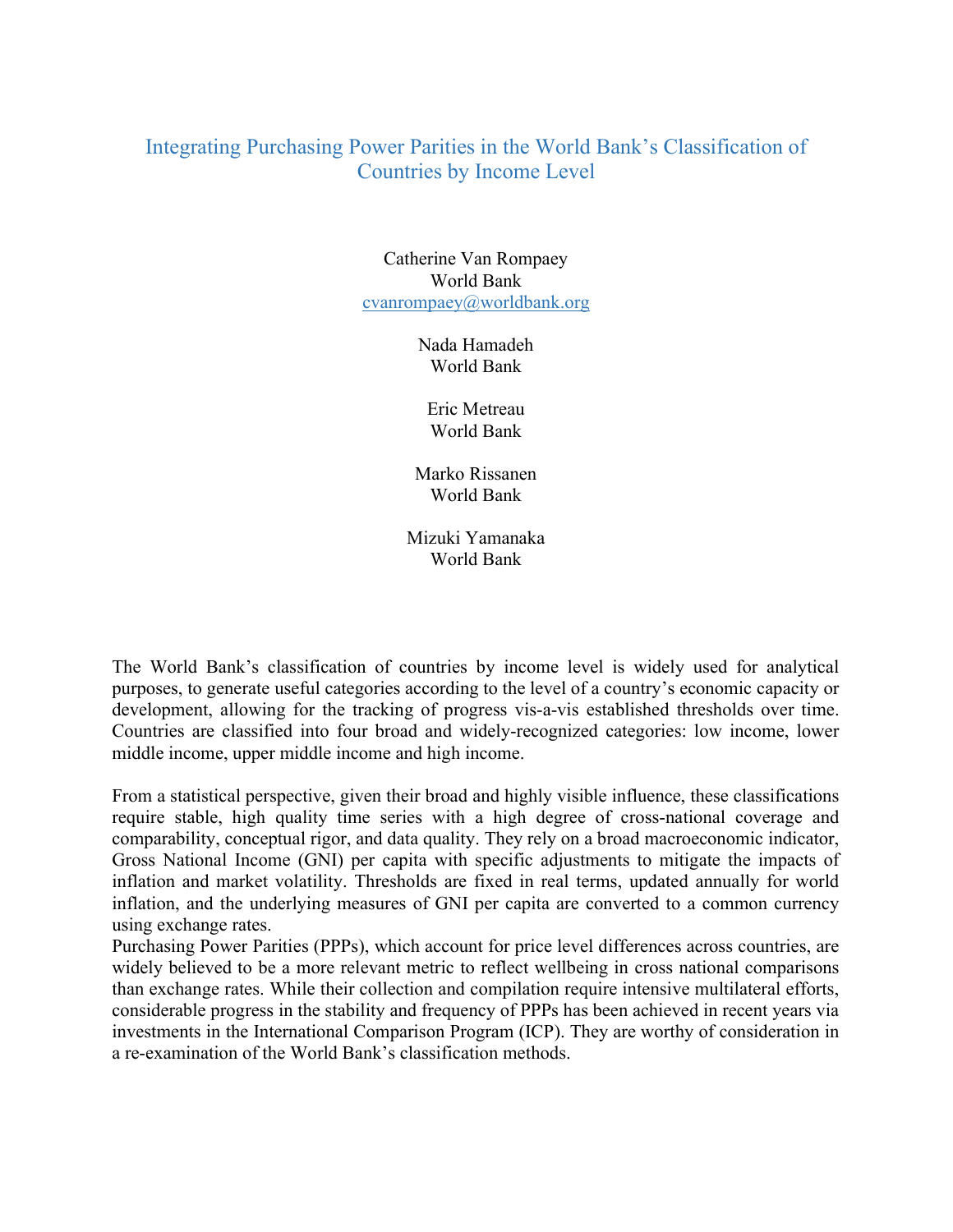# Integrating Purchasing Power Parities in the World Bank's Classification of Countries by Income Level

Catherine Van Rompaey
World Bank
cvanrompaey@worldbank.org

Nada Hamadeh
World Bank

Eric Metreau
World Bank

Marko Rissanen
World Bank

Mizuki Yamanaka
World Bank

The World Bank's classification of countries by income level is widely used for analytical purposes, to generate useful categories according to the level of a country's economic capacity or development, allowing for the tracking of progress vis-a-vis established thresholds over time. Countries are classified into four broad and widely-recognized categories: low income, lower middle income, upper middle income and high income.

From a statistical perspective, given their broad and highly visible influence, these classifications require stable, high quality time series with a high degree of cross-national coverage and comparability, conceptual rigor, and data quality. They rely on a broad macroeconomic indicator, Gross National Income (GNI) per capita with specific adjustments to mitigate the impacts of inflation and market volatility. Thresholds are fixed in real terms, updated annually for world inflation, and the underlying measures of GNI per capita are converted to a common currency using exchange rates.

Purchasing Power Parities (PPPs), which account for price level differences across countries, are widely believed to be a more relevant metric to reflect wellbeing in cross national comparisons than exchange rates. While their collection and compilation require intensive multilateral efforts, considerable progress in the stability and frequency of PPPs has been achieved in recent years via investments in the International Comparison Program (ICP). They are worthy of consideration in a re-examination of the World Bank's classification methods.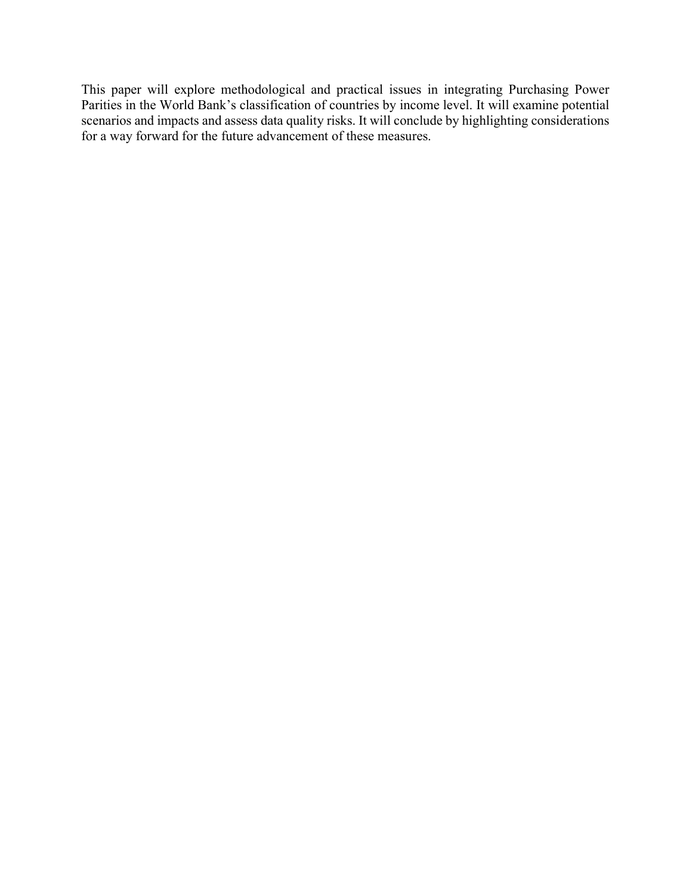This paper will explore methodological and practical issues in integrating Purchasing Power Parities in the World Bank's classification of countries by income level. It will examine potential scenarios and impacts and assess data quality risks. It will conclude by highlighting considerations for a way forward for the future advancement of these measures.